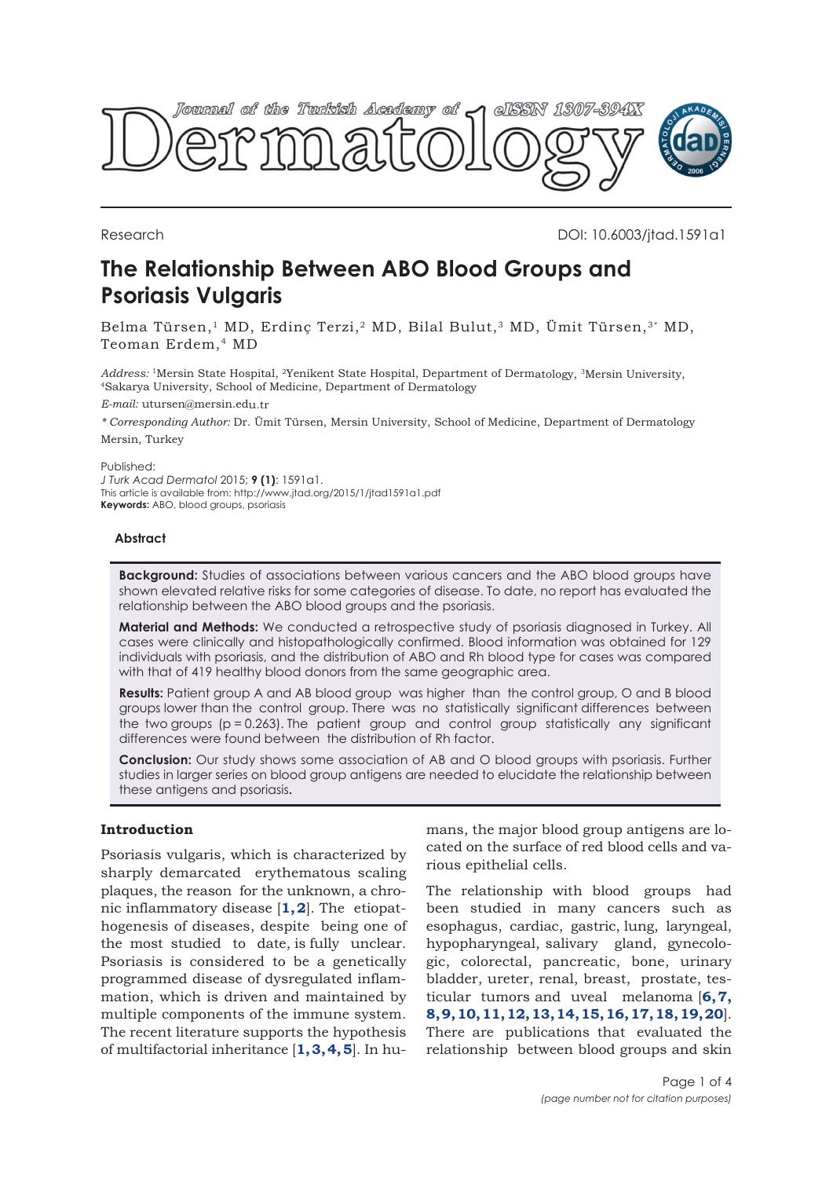Research

DOI: 10.6003/jtad.1591a1

# The Relationship Between ABO Blood Groups and Psoriasis Vulgaris

Belma Türsen,[1] MD, Erdinç Terzi,[2] MD, Bilal Bulut,[3] MD, Ümit Türsen,[3*] MD, Teoman Erdem,[4] MD

*Address:* [1]Mersin State Hospital, [2]Yenikent State Hospital, Department of Dermatology, [3]Mersin University, [4]Sakarya University, School of Medicine, Department of Dermatology

*E-mail:* utursen@mersin.edu.tr

*\* Corresponding Author:* Dr. Ümit Türsen, Mersin University, School of Medicine, Department of Dermatology Mersin, Turkey

Published:
*J Turk Acad Dermatol* 2015; **9 (1)**: 1591a1.
This article is available from: http://www.jtad.org/2015/1/jtad1591a1.pdf
**Keywords:** ABO, blood groups, psoriasis

### Abstract

**Background:** Studies of associations between various cancers and the ABO blood groups have shown elevated relative risks for some categories of disease. To date, no report has evaluated the relationship between the ABO blood groups and the psoriasis.

**Material and Methods:** We conducted a retrospective study of psoriasis diagnosed in Turkey. All cases were clinically and histopathologically confirmed. Blood information was obtained for 129 individuals with psoriasis, and the distribution of ABO and Rh blood type for cases was compared with that of 419 healthy blood donors from the same geographic area.

**Results:** Patient group A and AB blood group was higher than the control group, O and B blood groups lower than the control group. There was no statistically significant differences between the two groups ($p = 0.263$). The patient group and control group statistically any significant differences were found between the distribution of Rh factor.

**Conclusion:** Our study shows some association of AB and O blood groups with psoriasis. Further studies in larger series on blood group antigens are needed to elucidate the relationship between these antigens and psoriasis.

## Introduction

Psoriasis vulgaris, which is characterized by sharply demarcated erythematous scaling plaques, the reason for the unknown, a chronic inflammatory disease [1, 2]. The etiopathogenesis of diseases, despite being one of the most studied to date, is fully unclear. Psoriasis is considered to be a genetically programmed disease of dysregulated inflammation, which is driven and maintained by multiple components of the immune system. The recent literature supports the hypothesis of multifactorial inheritance [1, 3, 4, 5]. In humans, the major blood group antigens are located on the surface of red blood cells and various epithelial cells.

The relationship with blood groups had been studied in many cancers such as esophagus, cardiac, gastric, lung, laryngeal, hypopharyngeal, salivary gland, gynecologic, colorectal, pancreatic, bone, urinary bladder, ureter, renal, breast, prostate, testicular tumors and uveal melanoma [6, 7, 8, 9, 10, 11, 12, 13, 14, 15, 16, 17, 18, 19, 20]. There are publications that evaluated the relationship between blood groups and skin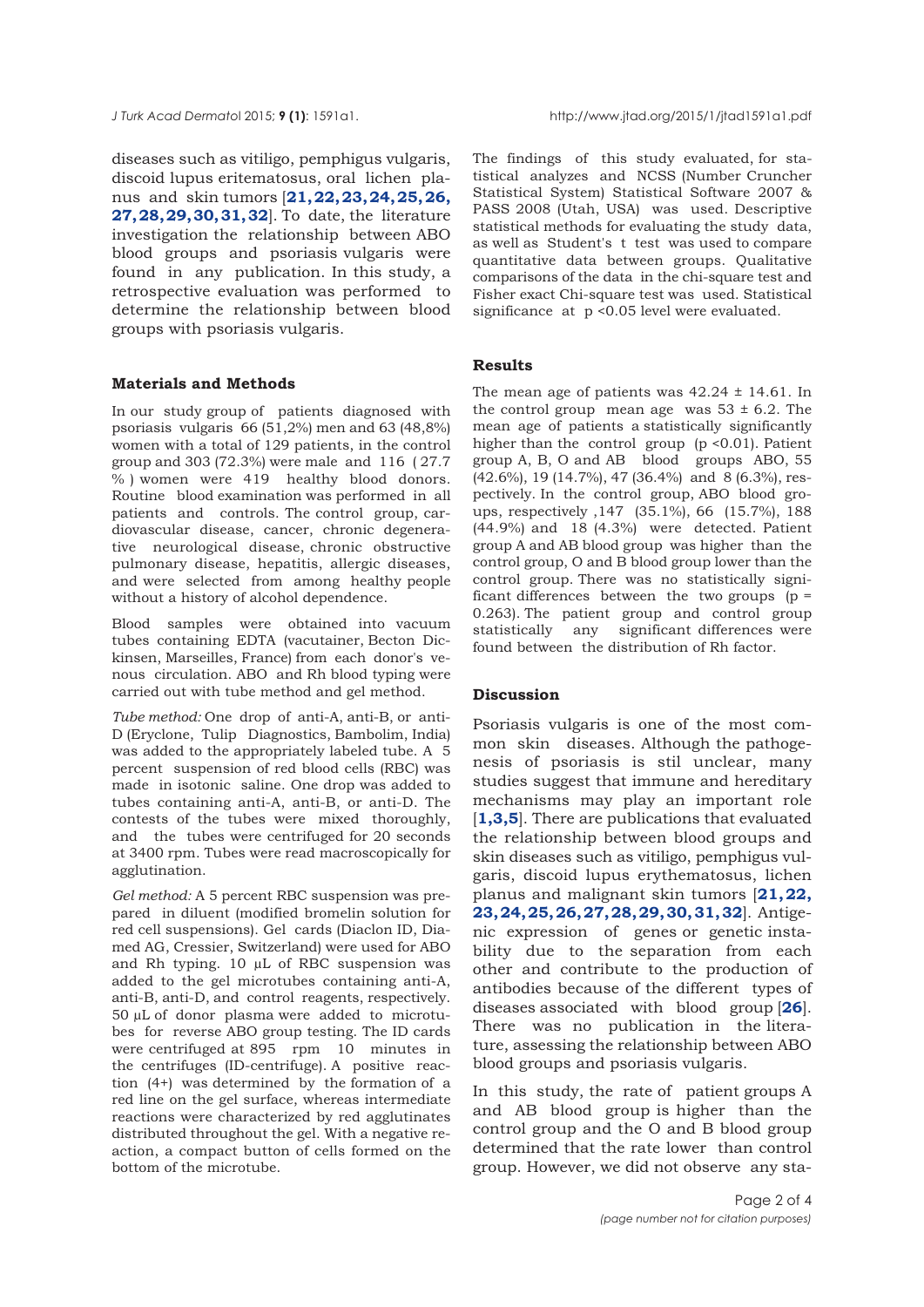diseases such as vitiligo, pemphigus vulgaris, discoid lupus eritematosus, oral lichen planus and skin tumors [**21,22,23,24,25,26,27,28,29,30,31,32**]. To date, the literature investigation the relationship between ABO blood groups and psoriasis vulgaris were found in any publication. In this study, a retrospective evaluation was performed to determine the relationship between blood groups with psoriasis vulgaris.

## Materials and Methods

In our study group of patients diagnosed with psoriasis vulgaris 66 (51,2%) men and 63 (48,8%) women with a total of 129 patients, in the control group and 303 (72.3%) were male and 116 ( 27.7 % ) women were 419 healthy blood donors. Routine blood examination was performed in all patients and controls. The control group, cardiovascular disease, cancer, chronic degenerative neurological disease, chronic obstructive pulmonary disease, hepatitis, allergic diseases, and were selected from among healthy people without a history of alcohol dependence.

Blood samples were obtained into vacuum tubes containing EDTA (vacutainer, Becton Dickinsen, Marseilles, France) from each donor's venous circulation. ABO and Rh blood typing were carried out with tube method and gel method.

*Tube method:* One drop of anti-A, anti-B, or anti-D (Eryclone, Tulip Diagnostics, Bambolim, India) was added to the appropriately labeled tube. A 5 percent suspension of red blood cells (RBC) was made in isotonic saline. One drop was added to tubes containing anti-A, anti-B, or anti-D. The contests of the tubes were mixed thoroughly, and the tubes were centrifuged for 20 seconds at 3400 rpm. Tubes were read macroscopically for agglutination.

*Gel method:* A 5 percent RBC suspension was prepared in diluent (modified bromelin solution for red cell suspensions). Gel cards (Diaclon ID, Diamed AG, Cressier, Switzerland) were used for ABO and Rh typing. 10 µL of RBC suspension was added to the gel microtubes containing anti-A, anti-B, anti-D, and control reagents, respectively. 50 µL of donor plasma were added to microtubes for reverse ABO group testing. The ID cards were centrifuged at 895 rpm 10 minutes in the centrifuges (ID-centrifuge). A positive reaction (4+) was determined by the formation of a red line on the gel surface, whereas intermediate reactions were characterized by red agglutinates distributed throughout the gel. With a negative reaction, a compact button of cells formed on the bottom of the microtube.

The findings of this study evaluated, for statistical analyzes and NCSS (Number Cruncher Statistical System) Statistical Software 2007 & PASS 2008 (Utah, USA) was used. Descriptive statistical methods for evaluating the study data, as well as Student's t test was used to compare quantitative data between groups. Qualitative comparisons of the data in the chi-square test and Fisher exact Chi-square test was used. Statistical significance at $p < 0.05$ level were evaluated.

## Results

The mean age of patients was 42.24 ± 14.61. In the control group mean age was 53 ± 6.2. The mean age of patients a statistically significantly higher than the control group ($p < 0.01$). Patient group A, B, O and AB blood groups ABO, 55 (42.6%), 19 (14.7%), 47 (36.4%) and 8 (6.3%), respectively. In the control group, ABO blood groups, respectively ,147 (35.1%), 66 (15.7%), 188 (44.9%) and 18 (4.3%) were detected. Patient group A and AB blood group was higher than the control group, O and B blood group lower than the control group. There was no statistically significant differences between the two groups ($p = 0.263$). The patient group and control group statistically any significant differences were found between the distribution of Rh factor.

## Discussion

Psoriasis vulgaris is one of the most common skin diseases. Although the pathogenesis of psoriasis is stil unclear, many studies suggest that immune and hereditary mechanisms may play an important role [**1,3,5**]. There are publications that evaluated the relationship between blood groups and skin diseases such as vitiligo, pemphigus vulgaris, discoid lupus erythematosus, lichen planus and malignant skin tumors [**21,22,23,24,25,26,27,28,29,30,31,32**]. Antigenic expression of genes or genetic instability due to the separation from each other and contribute to the production of antibodies because of the different types of diseases associated with blood group [**26**]. There was no publication in the literature, assessing the relationship between ABO blood groups and psoriasis vulgaris.

In this study, the rate of patient groups A and AB blood group is higher than the control group and the O and B blood group determined that the rate lower than control group. However, we did not observe any sta-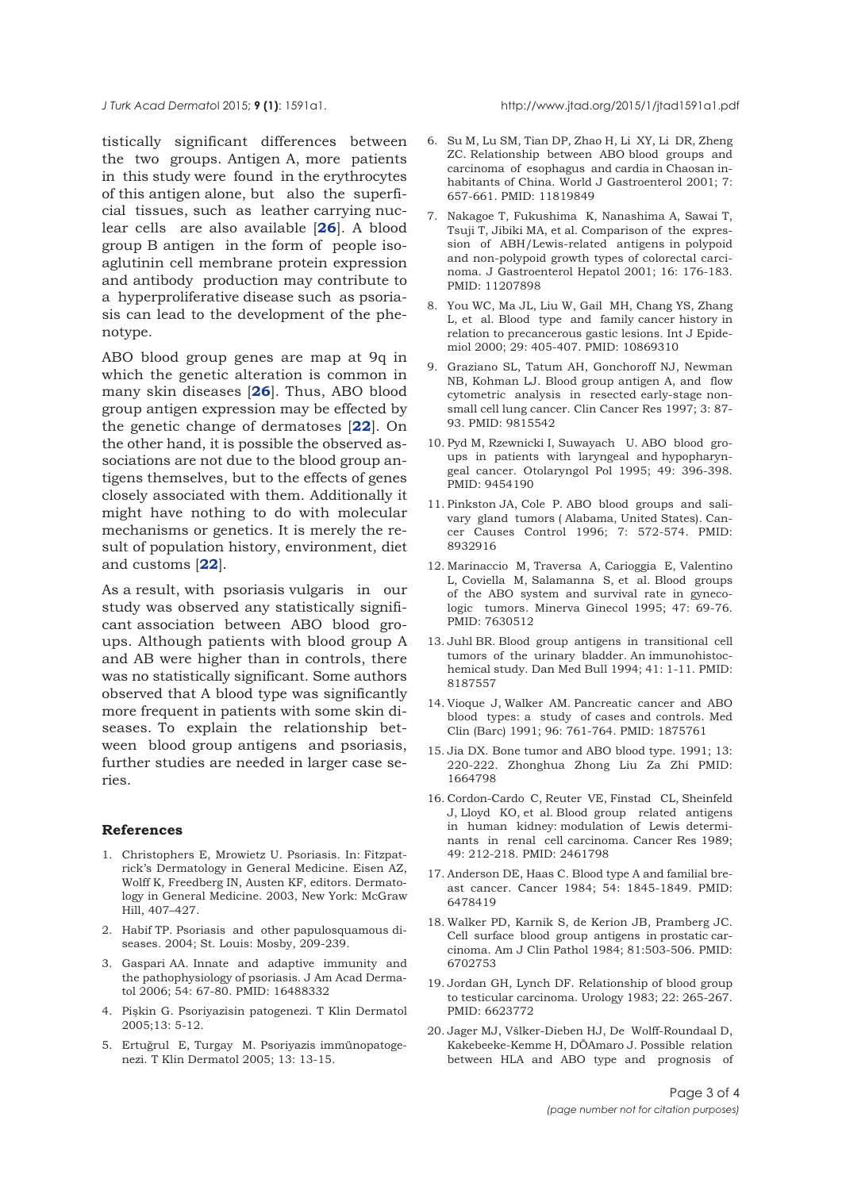tistically significant differences between the two groups. Antigen A, more patients in this study were found in the erythrocytes of this antigen alone, but also the superficial tissues, such as leather carrying nuclear cells are also available [**26**]. A blood group B antigen in the form of people isoaglutinin cell membrane protein expression and antibody production may contribute to a hyperproliferative disease such as psoriasis can lead to the development of the phenotype.

ABO blood group genes are map at 9q in which the genetic alteration is common in many skin diseases [**26**]. Thus, ABO blood group antigen expression may be effected by the genetic change of dermatoses [**22**]. On the other hand, it is possible the observed associations are not due to the blood group antigens themselves, but to the effects of genes closely associated with them. Additionally it might have nothing to do with molecular mechanisms or genetics. It is merely the result of population history, environment, diet and customs [**22**].

As a result, with psoriasis vulgaris in our study was observed any statistically significant association between ABO blood groups. Although patients with blood group A and AB were higher than in controls, there was no statistically significant. Some authors observed that A blood type was significantly more frequent in patients with some skin diseases. To explain the relationship between blood group antigens and psoriasis, further studies are needed in larger case series.

## References

1. Christophers E, Mrowietz U. Psoriasis. In: Fitzpatrick's Dermatology in General Medicine. Eisen AZ, Wolff K, Freedberg IN, Austen KF, editors. Dermatology in General Medicine. 2003, New York: McGraw Hill, 407–427.
2. Habif TP. Psoriasis and other papulosquamous diseases. 2004; St. Louis: Mosby, 209-239.
3. Gaspari AA. Innate and adaptive immunity and the pathophysiology of psoriasis. J Am Acad Dermatol 2006; 54: 67-80. PMID: 16488332
4. Pişkin G. Psoriyazisin patogenezi. T Klin Dermatol 2005;13: 5-12.
5. Ertuğrul E, Turgay M. Psoriyazis immünopatogenezi. T Klin Dermatol 2005; 13: 13-15.
6. Su M, Lu SM, Tian DP, Zhao H, Li XY, Li DR, Zheng ZC. Relationship between ABO blood groups and carcinoma of esophagus and cardia in Chaosan inhabitants of China. World J Gastroenterol 2001; 7: 657-661. PMID: 11819849
7. Nakagoe T, Fukushima K, Nanashima A, Sawai T, Tsuji T, Jibiki MA, et al. Comparison of the expression of ABH/Lewis-related antigens in polypoid and non-polypoid growth types of colorectal carcinoma. J Gastroenterol Hepatol 2001; 16: 176-183. PMID: 11207898
8. You WC, Ma JL, Liu W, Gail MH, Chang YS, Zhang L, et al. Blood type and family cancer history in relation to precancerous gastic lesions. Int J Epidemiol 2000; 29: 405-407. PMID: 10869310
9. Graziano SL, Tatum AH, Gonchoroff NJ, Newman NB, Kohman LJ. Blood group antigen A, and flow cytometric analysis in resected early-stage non-small cell lung cancer. Clin Cancer Res 1997; 3: 87-93. PMID: 9815542
10. Pyd M, Rzewnicki I, Suwayach U. ABO blood groups in patients with laryngeal and hypopharyngeal cancer. Otolaryngol Pol 1995; 49: 396-398. PMID: 9454190
11. Pinkston JA, Cole P. ABO blood groups and salivary gland tumors ( Alabama, United States). Cancer Causes Control 1996; 7: 572-574. PMID: 8932916
12. Marinaccio M, Traversa A, Carioggia E, Valentino L, Coviella M, Salamanna S, et al. Blood groups of the ABO system and survival rate in gynecologic tumors. Minerva Ginecol 1995; 47: 69-76. PMID: 7630512
13. Juhl BR. Blood group antigens in transitional cell tumors of the urinary bladder. An immunohistochemical study. Dan Med Bull 1994; 41: 1-11. PMID: 8187557
14. Vioque J, Walker AM. Pancreatic cancer and ABO blood types: a study of cases and controls. Med Clin (Barc) 1991; 96: 761-764. PMID: 1875761
15. Jia DX. Bone tumor and ABO blood type. 1991; 13: 220-222. Zhonghua Zhong Liu Za Zhi PMID: 1664798
16. Cordon-Cardo C, Reuter VE, Finstad CL, Sheinfeld J, Lloyd KO, et al. Blood group related antigens in human kidney: modulation of Lewis determinants in renal cell carcinoma. Cancer Res 1989; 49: 212-218. PMID: 2461798
17. Anderson DE, Haas C. Blood type A and familial breast cancer. Cancer 1984; 54: 1845-1849. PMID: 6478419
18. Walker PD, Karnik S, de Kerion JB, Pramberg JC. Cell surface blood group antigens in prostatic carcinoma. Am J Clin Pathol 1984; 81:503-506. PMID: 6702753
19. Jordan GH, Lynch DF. Relationship of blood group to testicular carcinoma. Urology 1983; 22: 265-267. PMID: 6623772
20. Jager MJ, Všlker-Dieben HJ, De Wolff-Roundaal D, Kakebeeke-Kemme H, DÕAmaro J. Possible relation between HLA and ABO type and prognosis of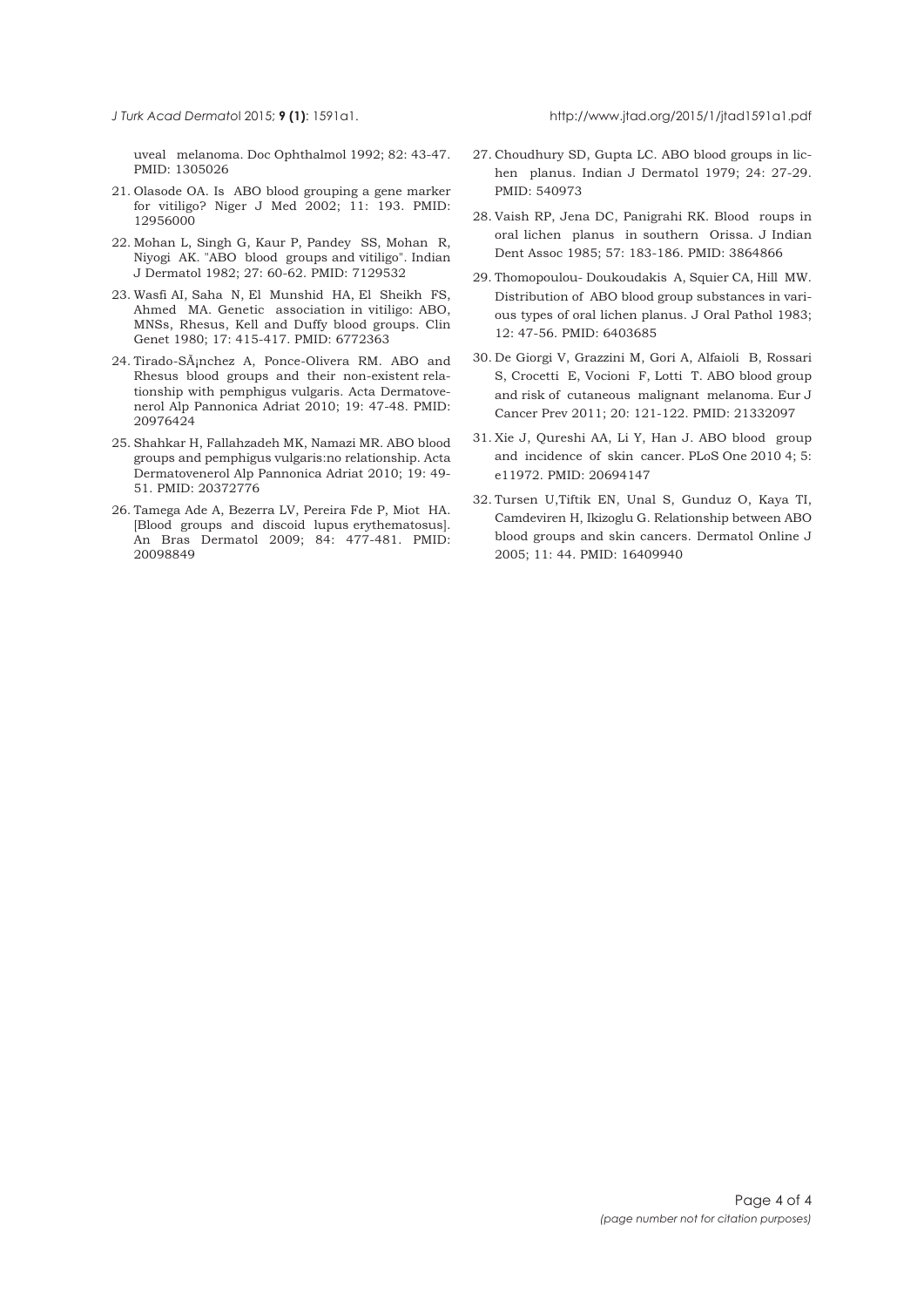uveal melanoma. Doc Ophthalmol 1992; 82: 43-47. PMID: 1305026

21. Olasode OA. Is ABO blood grouping a gene marker for vitiligo? Niger J Med 2002; 11: 193. PMID: 12956000
22. Mohan L, Singh G, Kaur P, Pandey SS, Mohan R, Niyogi AK. "ABO blood groups and vitiligo". Indian J Dermatol 1982; 27: 60-62. PMID: 7129532
23. Wasfi AI, Saha N, El Munshid HA, El Sheikh FS, Ahmed MA. Genetic association in vitiligo: ABO, MNSs, Rhesus, Kell and Duffy blood groups. Clin Genet 1980; 17: 415-417. PMID: 6772363
24. Tirado-SÃ¡nchez A, Ponce-Olivera RM. ABO and Rhesus blood groups and their non-existent relationship with pemphigus vulgaris. Acta Dermatovenerol Alp Pannonica Adriat 2010; 19: 47-48. PMID: 20976424
25. Shahkar H, Fallahzadeh MK, Namazi MR. ABO blood groups and pemphigus vulgaris:no relationship. Acta Dermatovenerol Alp Pannonica Adriat 2010; 19: 49-51. PMID: 20372776
26. Tamega Ade A, Bezerra LV, Pereira Fde P, Miot HA. [Blood groups and discoid lupus erythematosus]. An Bras Dermatol 2009; 84: 477-481. PMID: 20098849
27. Choudhury SD, Gupta LC. ABO blood groups in lichen planus. Indian J Dermatol 1979; 24: 27-29. PMID: 540973
28. Vaish RP, Jena DC, Panigrahi RK. Blood roups in oral lichen planus in southern Orissa. J Indian Dent Assoc 1985; 57: 183-186. PMID: 3864866
29. Thomopoulou- Doukoudakis A, Squier CA, Hill MW. Distribution of ABO blood group substances in various types of oral lichen planus. J Oral Pathol 1983; 12: 47-56. PMID: 6403685
30. De Giorgi V, Grazzini M, Gori A, Alfaioli B, Rossari S, Crocetti E, Vocioni F, Lotti T. ABO blood group and risk of cutaneous malignant melanoma. Eur J Cancer Prev 2011; 20: 121-122. PMID: 21332097
31. Xie J, Qureshi AA, Li Y, Han J. ABO blood group and incidence of skin cancer. PLoS One 2010 4; 5: e11972. PMID: 20694147
32. Tursen U,Tiftik EN, Unal S, Gunduz O, Kaya TI, Camdeviren H, Ikizoglu G. Relationship between ABO blood groups and skin cancers. Dermatol Online J 2005; 11: 44. PMID: 16409940